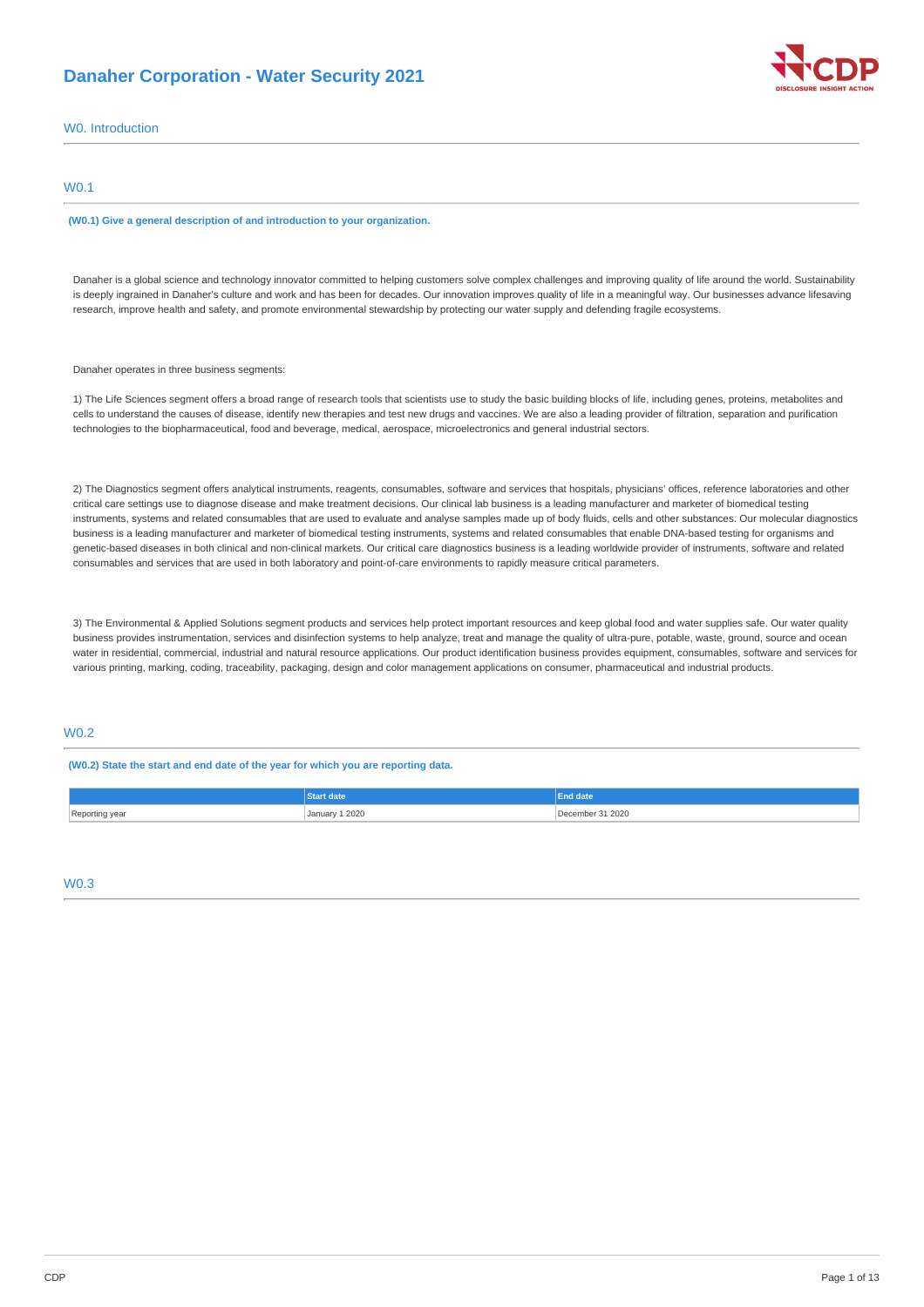# Danaher Corporation - Water Security 2021

## W0. Introduction

### W0.1

**(W0.1) Give a general description of and introduction to your organization.**

Danaher is a global science and technology innovator committed to helping customers solve complex challenges and improving quality of life around the world. Sustainability is deeply ingrained in Danaher's culture and work and has been for decades. Our innovation improves quality of life in a meaningful way. Our businesses advance lifesaving research, improve health and safety, and promote environmental stewardship by protecting our water supply and defending fragile ecosystems.

Danaher operates in three business segments:

1) The Life Sciences segment offers a broad range of research tools that scientists use to study the basic building blocks of life, including genes, proteins, metabolites and cells to understand the causes of disease, identify new therapies and test new drugs and vaccines. We are also a leading provider of filtration, separation and purification technologies to the biopharmaceutical, food and beverage, medical, aerospace, microelectronics and general industrial sectors.

2) The Diagnostics segment offers analytical instruments, reagents, consumables, software and services that hospitals, physicians' offices, reference laboratories and other critical care settings use to diagnose disease and make treatment decisions. Our clinical lab business is a leading manufacturer and marketer of biomedical testing instruments, systems and related consumables that are used to evaluate and analyse samples made up of body fluids, cells and other substances. Our molecular diagnostics business is a leading manufacturer and marketer of biomedical testing instruments, systems and related consumables that enable DNA-based testing for organisms and genetic-based diseases in both clinical and non-clinical markets. Our critical care diagnostics business is a leading worldwide provider of instruments, software and related consumables and services that are used in both laboratory and point-of-care environments to rapidly measure critical parameters.

3) The Environmental & Applied Solutions segment products and services help protect important resources and keep global food and water supplies safe. Our water quality business provides instrumentation, services and disinfection systems to help analyze, treat and manage the quality of ultra-pure, potable, waste, ground, source and ocean water in residential, commercial, industrial and natural resource applications. Our product identification business provides equipment, consumables, software and services for various printing, marking, coding, traceability, packaging, design and color management applications on consumer, pharmaceutical and industrial products.

### W0.2

**(W0.2) State the start and end date of the year for which you are reporting data.**

| | Start date | End date |
|---|---|---|
| Reporting year | January 1 2020 | December 31 2020 |

### W0.3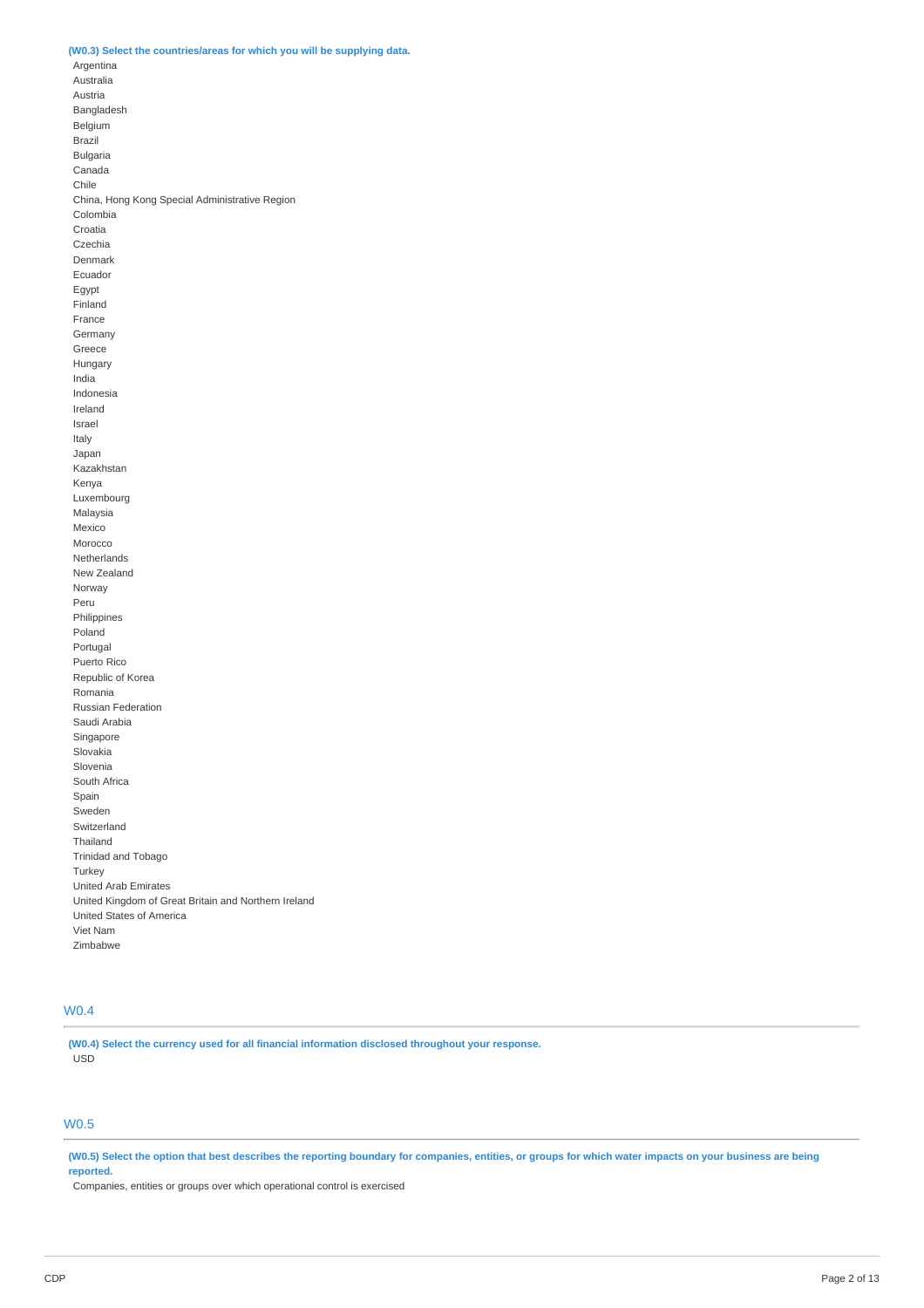**(W0.3) Select the countries/areas for which you will be supplying data.**

Argentina
Australia
Austria
Bangladesh
Belgium
Brazil
Bulgaria
Canada
Chile
China, Hong Kong Special Administrative Region
Colombia
Croatia
Czechia
Denmark
Ecuador
Egypt
Finland
France
Germany
Greece
Hungary
India
Indonesia
Ireland
Israel
Italy
Japan
Kazakhstan
Kenya
Luxembourg
Malaysia
Mexico
Morocco
Netherlands
New Zealand
Norway
Peru
Philippines
Poland
Portugal
Puerto Rico
Republic of Korea
Romania
Russian Federation
Saudi Arabia
Singapore
Slovakia
Slovenia
South Africa
Spain
Sweden
Switzerland
Thailand
Trinidad and Tobago
Turkey
United Arab Emirates
United Kingdom of Great Britain and Northern Ireland
United States of America
Viet Nam
Zimbabwe

## W0.4

**(W0.4) Select the currency used for all financial information disclosed throughout your response.**

USD

## W0.5

**(W0.5) Select the option that best describes the reporting boundary for companies, entities, or groups for which water impacts on your business are being reported.**

Companies, entities or groups over which operational control is exercised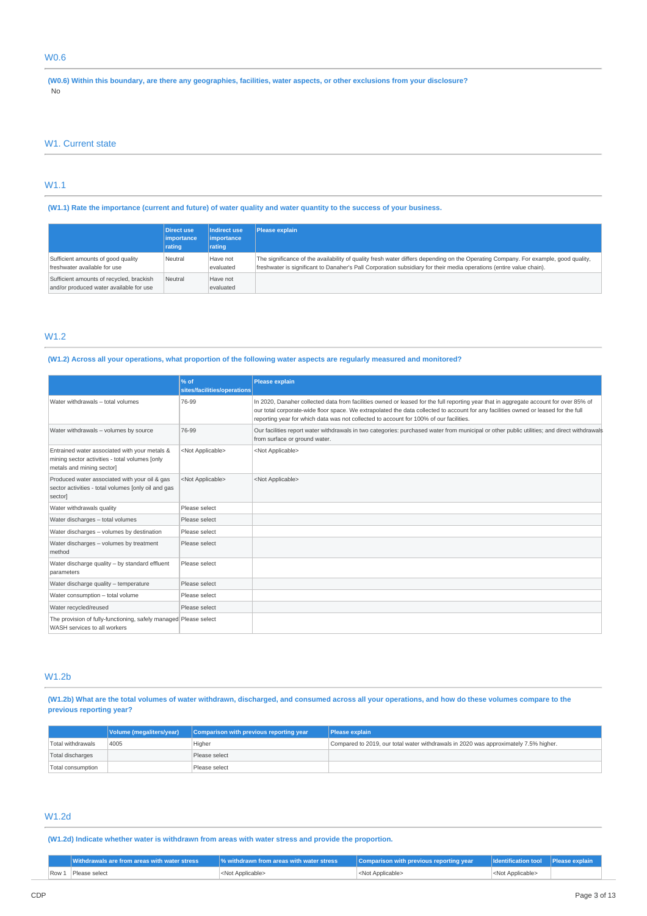## W0.6

**(W0.6) Within this boundary, are there any geographies, facilities, water aspects, or other exclusions from your disclosure?**

No

# W1. Current state

## W1.1

**(W1.1) Rate the importance (current and future) of water quality and water quantity to the success of your business.**

| | Direct use importance rating | Indirect use importance rating | Please explain |
|---|---|---|---|
| Sufficient amounts of good quality freshwater available for use | Neutral | Have not evaluated | The significance of the availability of quality fresh water differs depending on the Operating Company. For example, good quality, freshwater is significant to Danaher's Pall Corporation subsidiary for their media operations (entire value chain). |
| Sufficient amounts of recycled, brackish and/or produced water available for use | Neutral | Have not evaluated | |

## W1.2

**(W1.2) Across all your operations, what proportion of the following water aspects are regularly measured and monitored?**

| | % of sites/facilities/operations | Please explain |
|---|---|---|
| Water withdrawals – total volumes | 76-99 | In 2020, Danaher collected data from facilities owned or leased for the full reporting year that in aggregate account for over 85% of our total corporate-wide floor space. We extrapolated the data collected to account for any facilities owned or leased for the full reporting year for which data was not collected to account for 100% of our facilities. |
| Water withdrawals – volumes by source | 76-99 | Our facilities report water withdrawals in two categories: purchased water from municipal or other public utilities; and direct withdrawals from surface or ground water. |
| Entrained water associated with your metals & mining sector activities - total volumes [only metals and mining sector] | <Not Applicable> | <Not Applicable> |
| Produced water associated with your oil & gas sector activities - total volumes [only oil and gas sector] | <Not Applicable> | <Not Applicable> |
| Water withdrawals quality | Please select | |
| Water discharges – total volumes | Please select | |
| Water discharges – volumes by destination | Please select | |
| Water discharges – volumes by treatment method | Please select | |
| Water discharge quality – by standard effluent parameters | Please select | |
| Water discharge quality – temperature | Please select | |
| Water consumption – total volume | Please select | |
| Water recycled/reused | Please select | |
| The provision of fully-functioning, safely managed WASH services to all workers | Please select | |

## W1.2b

**(W1.2b) What are the total volumes of water withdrawn, discharged, and consumed across all your operations, and how do these volumes compare to the previous reporting year?**

| | Volume (megaliters/year) | Comparison with previous reporting year | Please explain |
|---|---|---|---|
| Total withdrawals | 4005 | Higher | Compared to 2019, our total water withdrawals in 2020 was approximately 7.5% higher. |
| Total discharges | | Please select | |
| Total consumption | | Please select | |

## W1.2d

**(W1.2d) Indicate whether water is withdrawn from areas with water stress and provide the proportion.**

| | Withdrawals are from areas with water stress | % withdrawn from areas with water stress | Comparison with previous reporting year | Identification tool | Please explain |
|---|---|---|---|---|---|
| Row 1 | Please select | <Not Applicable> | <Not Applicable> | <Not Applicable> | |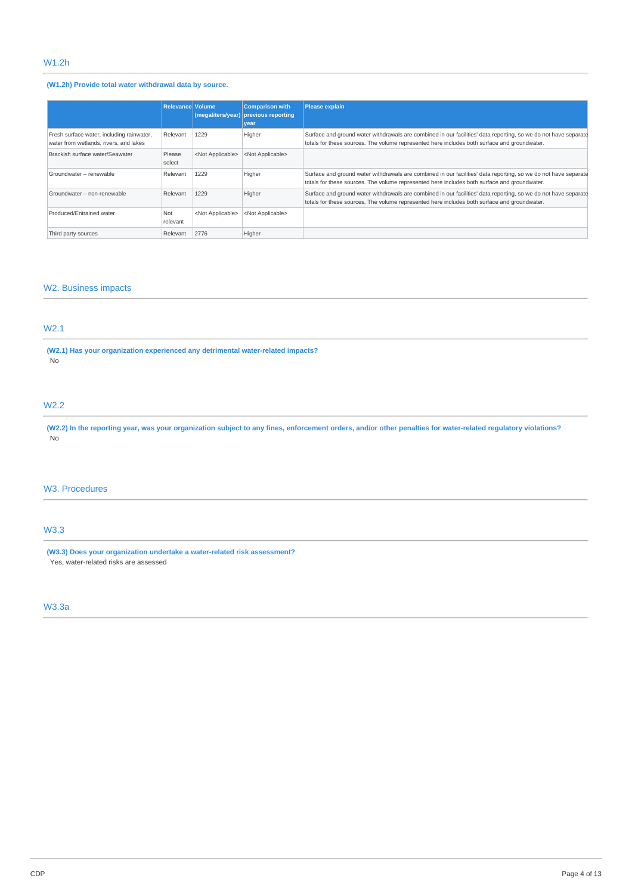## W1.2h

**(W1.2h) Provide total water withdrawal data by source.**

| | Relevance | Volume (megaliters/year) | Comparison with previous reporting year | Please explain |
|---|---|---|---|---|
| Fresh surface water, including rainwater, water from wetlands, rivers, and lakes | Relevant | 1229 | Higher | Surface and ground water withdrawals are combined in our facilities' data reporting, so we do not have separate totals for these sources. The volume represented here includes both surface and groundwater. |
| Brackish surface water/Seawater | Please select | <Not Applicable> | <Not Applicable> | |
| Groundwater – renewable | Relevant | 1229 | Higher | Surface and ground water withdrawals are combined in our facilities' data reporting, so we do not have separate totals for these sources. The volume represented here includes both surface and groundwater. |
| Groundwater – non-renewable | Relevant | 1229 | Higher | Surface and ground water withdrawals are combined in our facilities' data reporting, so we do not have separate totals for these sources. The volume represented here includes both surface and groundwater. |
| Produced/Entrained water | Not relevant | <Not Applicable> | <Not Applicable> | |
| Third party sources | Relevant | 2776 | Higher | |

# W2. Business impacts

## W2.1

**(W2.1) Has your organization experienced any detrimental water-related impacts?**

No

## W2.2

**(W2.2) In the reporting year, was your organization subject to any fines, enforcement orders, and/or other penalties for water-related regulatory violations?**

No

# W3. Procedures

## W3.3

**(W3.3) Does your organization undertake a water-related risk assessment?**

Yes, water-related risks are assessed

## W3.3a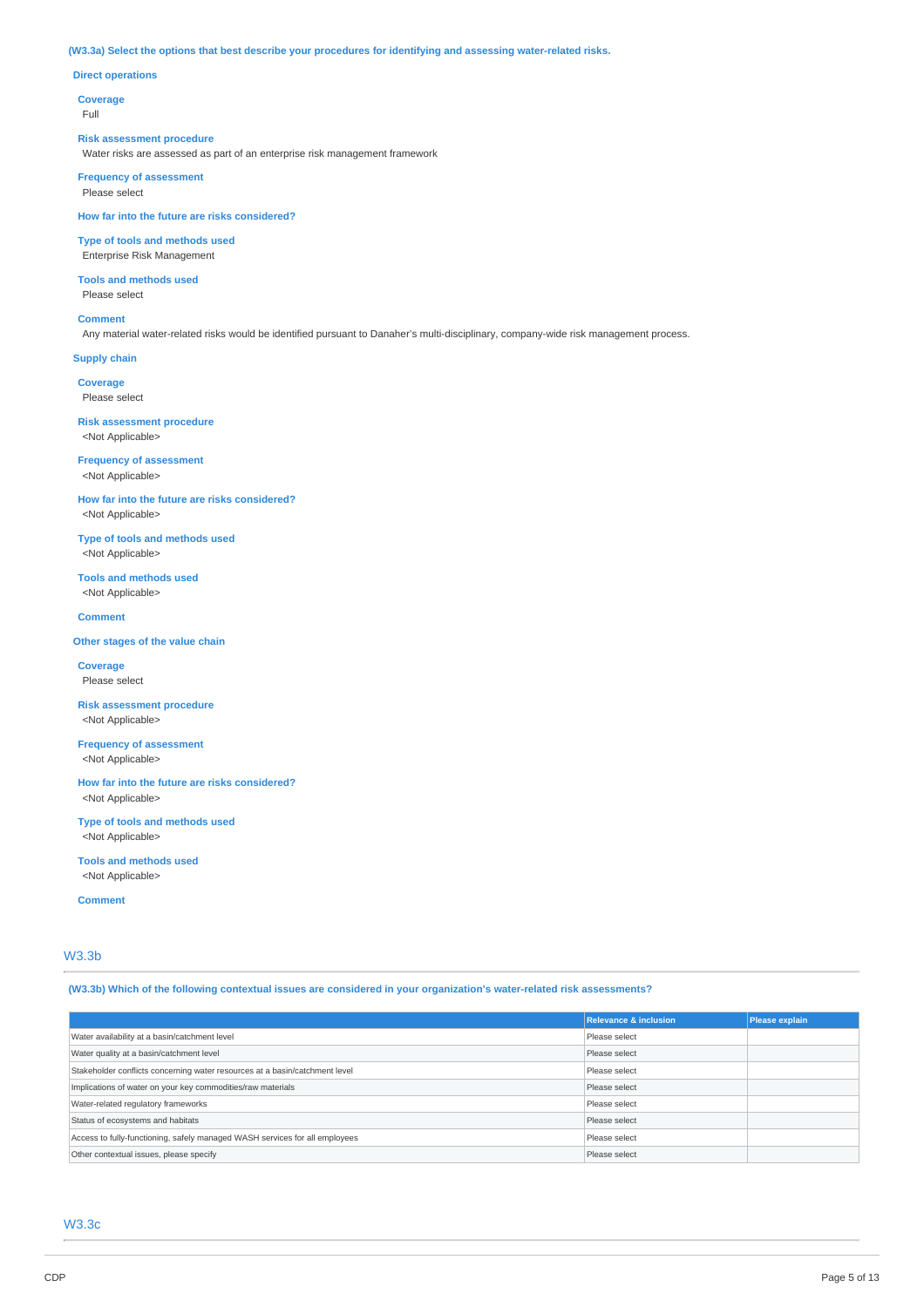**(W3.3a) Select the options that best describe your procedures for identifying and assessing water-related risks.**

**Direct operations**

**Coverage**
Full

**Risk assessment procedure**
Water risks are assessed as part of an enterprise risk management framework

**Frequency of assessment**
Please select

**How far into the future are risks considered?**

**Type of tools and methods used**
Enterprise Risk Management

**Tools and methods used**
Please select

**Comment**
Any material water-related risks would be identified pursuant to Danaher's multi-disciplinary, company-wide risk management process.

**Supply chain**

**Coverage**
Please select

**Risk assessment procedure**
<Not Applicable>

**Frequency of assessment**
<Not Applicable>

**How far into the future are risks considered?**
<Not Applicable>

**Type of tools and methods used**
<Not Applicable>

**Tools and methods used**
<Not Applicable>

**Comment**

**Other stages of the value chain**

**Coverage**
Please select

**Risk assessment procedure**
<Not Applicable>

**Frequency of assessment**
<Not Applicable>

**How far into the future are risks considered?**
<Not Applicable>

**Type of tools and methods used**
<Not Applicable>

**Tools and methods used**
<Not Applicable>

**Comment**

## W3.3b

**(W3.3b) Which of the following contextual issues are considered in your organization's water-related risk assessments?**

| | Relevance & inclusion | Please explain |
|---|---|---|
| Water availability at a basin/catchment level | Please select | |
| Water quality at a basin/catchment level | Please select | |
| Stakeholder conflicts concerning water resources at a basin/catchment level | Please select | |
| Implications of water on your key commodities/raw materials | Please select | |
| Water-related regulatory frameworks | Please select | |
| Status of ecosystems and habitats | Please select | |
| Access to fully-functioning, safely managed WASH services for all employees | Please select | |
| Other contextual issues, please specify | Please select | |

## W3.3c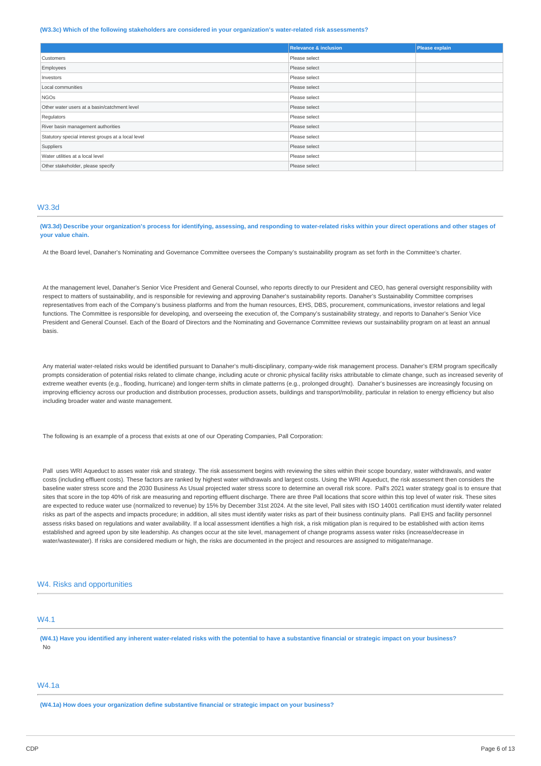**(W3.3c) Which of the following stakeholders are considered in your organization's water-related risk assessments?**

| | Relevance & inclusion | Please explain |
|---|---|---|
| Customers | Please select | |
| Employees | Please select | |
| Investors | Please select | |
| Local communities | Please select | |
| NGOs | Please select | |
| Other water users at a basin/catchment level | Please select | |
| Regulators | Please select | |
| River basin management authorities | Please select | |
| Statutory special interest groups at a local level | Please select | |
| Suppliers | Please select | |
| Water utilities at a local level | Please select | |
| Other stakeholder, please specify | Please select | |

## W3.3d

**(W3.3d) Describe your organization's process for identifying, assessing, and responding to water-related risks within your direct operations and other stages of your value chain.**

At the Board level, Danaher's Nominating and Governance Committee oversees the Company's sustainability program as set forth in the Committee's charter.

At the management level, Danaher's Senior Vice President and General Counsel, who reports directly to our President and CEO, has general oversight responsibility with respect to matters of sustainability, and is responsible for reviewing and approving Danaher's sustainability reports. Danaher's Sustainability Committee comprises representatives from each of the Company's business platforms and from the human resources, EHS, DBS, procurement, communications, investor relations and legal functions. The Committee is responsible for developing, and overseeing the execution of, the Company's sustainability strategy, and reports to Danaher's Senior Vice President and General Counsel. Each of the Board of Directors and the Nominating and Governance Committee reviews our sustainability program on at least an annual basis.

Any material water-related risks would be identified pursuant to Danaher's multi-disciplinary, company-wide risk management process. Danaher's ERM program specifically prompts consideration of potential risks related to climate change, including acute or chronic physical facility risks attributable to climate change, such as increased severity of extreme weather events (e.g., flooding, hurricane) and longer-term shifts in climate patterns (e.g., prolonged drought). Danaher's businesses are increasingly focusing on improving efficiency across our production and distribution processes, production assets, buildings and transport/mobility, particular in relation to energy efficiency but also including broader water and waste management.

The following is an example of a process that exists at one of our Operating Companies, Pall Corporation:

Pall uses WRI Aqueduct to asses water risk and strategy. The risk assessment begins with reviewing the sites within their scope boundary, water withdrawals, and water costs (including effluent costs). These factors are ranked by highest water withdrawals and largest costs. Using the WRI Aqueduct, the risk assessment then considers the baseline water stress score and the 2030 Business As Usual projected water stress score to determine an overall risk score. Pall's 2021 water strategy goal is to ensure that sites that score in the top 40% of risk are measuring and reporting effluent discharge. There are three Pall locations that score within this top level of water risk. These sites are expected to reduce water use (normalized to revenue) by 15% by December 31st 2024. At the site level, Pall sites with ISO 14001 certification must identify water related risks as part of the aspects and impacts procedure; in addition, all sites must identify water risks as part of their business continuity plans. Pall EHS and facility personnel assess risks based on regulations and water availability. If a local assessment identifies a high risk, a risk mitigation plan is required to be established with action items established and agreed upon by site leadership. As changes occur at the site level, management of change programs assess water risks (increase/decrease in water/wastewater). If risks are considered medium or high, the risks are documented in the project and resources are assigned to mitigate/manage.

# W4. Risks and opportunities

## W4.1

**(W4.1) Have you identified any inherent water-related risks with the potential to have a substantive financial or strategic impact on your business?**
No

## W4.1a

**(W4.1a) How does your organization define substantive financial or strategic impact on your business?**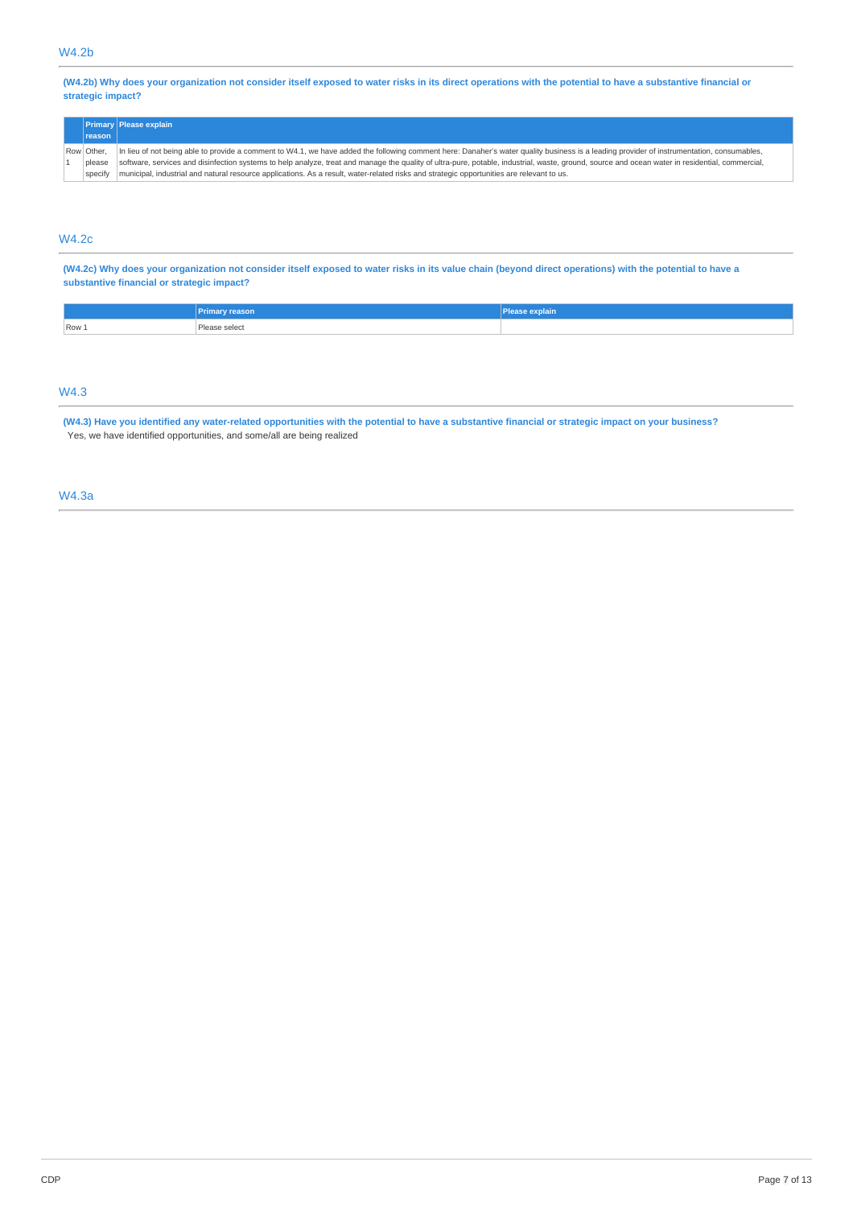## W4.2b

**(W4.2b) Why does your organization not consider itself exposed to water risks in its direct operations with the potential to have a substantive financial or strategic impact?**

| | Primary reason | Please explain |
|---|---|---|
| Row 1 | Other, please specify | In lieu of not being able to provide a comment to W4.1, we have added the following comment here: Danaher's water quality business is a leading provider of instrumentation, consumables, software, services and disinfection systems to help analyze, treat and manage the quality of ultra-pure, potable, industrial, waste, ground, source and ocean water in residential, commercial, municipal, industrial and natural resource applications. As a result, water-related risks and strategic opportunities are relevant to us. |

## W4.2c

**(W4.2c) Why does your organization not consider itself exposed to water risks in its value chain (beyond direct operations) with the potential to have a substantive financial or strategic impact?**

| | Primary reason | Please explain |
|---|---|---|
| Row 1 | Please select | |

## W4.3

**(W4.3) Have you identified any water-related opportunities with the potential to have a substantive financial or strategic impact on your business?**

Yes, we have identified opportunities, and some/all are being realized

## W4.3a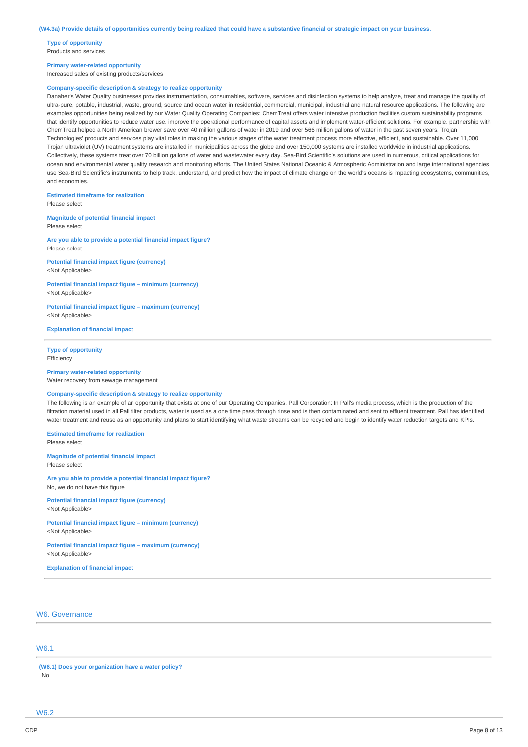**(W4.3a) Provide details of opportunities currently being realized that could have a substantive financial or strategic impact on your business.**

**Type of opportunity**
Products and services

**Primary water-related opportunity**
Increased sales of existing products/services

**Company-specific description & strategy to realize opportunity**
Danaher's Water Quality businesses provides instrumentation, consumables, software, services and disinfection systems to help analyze, treat and manage the quality of ultra-pure, potable, industrial, waste, ground, source and ocean water in residential, commercial, municipal, industrial and natural resource applications. The following are examples opportunities being realized by our Water Quality Operating Companies: ChemTreat offers water intensive production facilities custom sustainability programs that identify opportunities to reduce water use, improve the operational performance of capital assets and implement water-efficient solutions. For example, partnership with ChemTreat helped a North American brewer save over 40 million gallons of water in 2019 and over 566 million gallons of water in the past seven years. Trojan Technologies' products and services play vital roles in making the various stages of the water treatment process more effective, efficient, and sustainable. Over 11,000 Trojan ultraviolet (UV) treatment systems are installed in municipalities across the globe and over 150,000 systems are installed worldwide in industrial applications. Collectively, these systems treat over 70 billion gallons of water and wastewater every day. Sea-Bird Scientific's solutions are used in numerous, critical applications for ocean and environmental water quality research and monitoring efforts. The United States National Oceanic & Atmospheric Administration and large international agencies use Sea-Bird Scientific's instruments to help track, understand, and predict how the impact of climate change on the world's oceans is impacting ecosystems, communities, and economies.

**Estimated timeframe for realization**
Please select

**Magnitude of potential financial impact**
Please select

**Are you able to provide a potential financial impact figure?**
Please select

**Potential financial impact figure (currency)**
<Not Applicable>

**Potential financial impact figure – minimum (currency)**
<Not Applicable>

**Potential financial impact figure – maximum (currency)**
<Not Applicable>

**Explanation of financial impact**

---

**Type of opportunity**
Efficiency

**Primary water-related opportunity**
Water recovery from sewage management

**Company-specific description & strategy to realize opportunity**
The following is an example of an opportunity that exists at one of our Operating Companies, Pall Corporation: In Pall's media process, which is the production of the filtration material used in all Pall filter products, water is used as a one time pass through rinse and is then contaminated and sent to effluent treatment. Pall has identified water treatment and reuse as an opportunity and plans to start identifying what waste streams can be recycled and begin to identify water reduction targets and KPIs.

**Estimated timeframe for realization**
Please select

**Magnitude of potential financial impact**
Please select

**Are you able to provide a potential financial impact figure?**
No, we do not have this figure

**Potential financial impact figure (currency)**
<Not Applicable>

**Potential financial impact figure – minimum (currency)**
<Not Applicable>

**Potential financial impact figure – maximum (currency)**
<Not Applicable>

**Explanation of financial impact**

---

## W6. Governance

### W6.1

**(W6.1) Does your organization have a water policy?**
No

### W6.2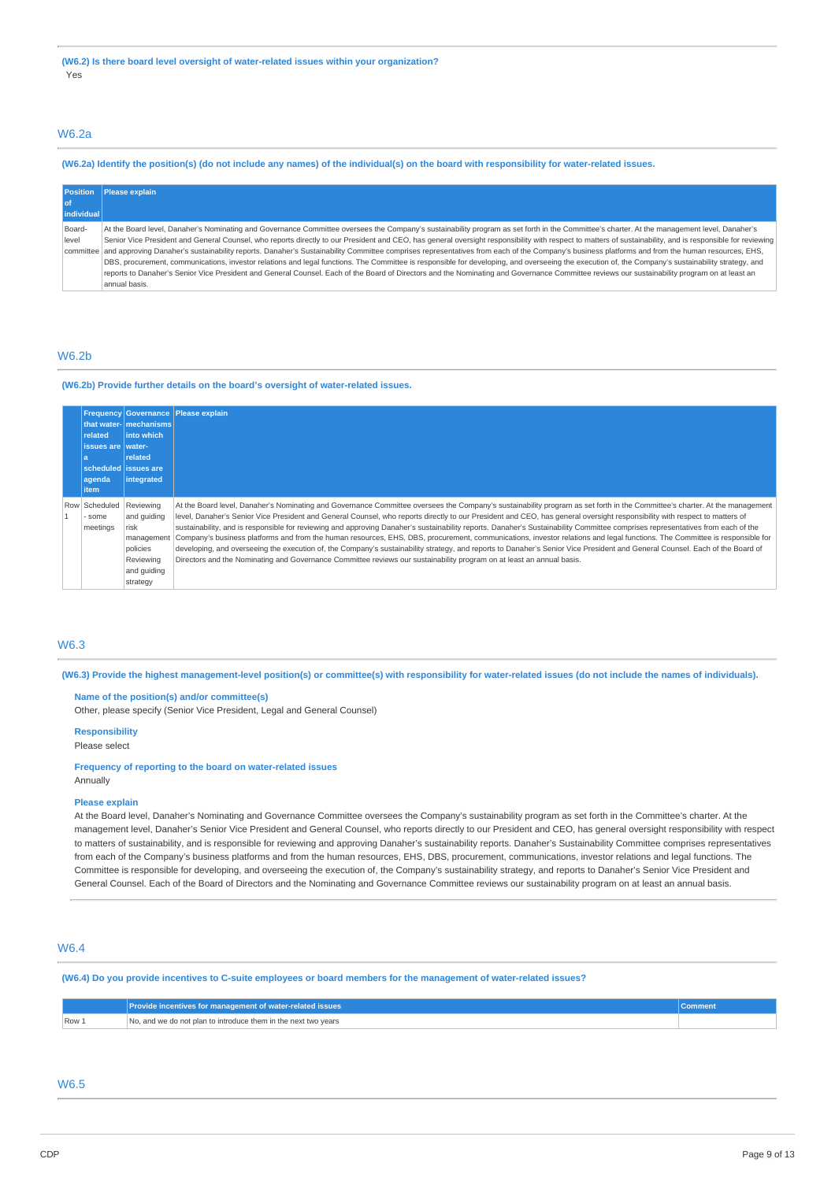**(W6.2) Is there board level oversight of water-related issues within your organization?**
Yes

## W6.2a

**(W6.2a) Identify the position(s) (do not include any names) of the individual(s) on the board with responsibility for water-related issues.**

| Position of individual | Please explain |
|---|---|
| Board-level committee | At the Board level, Danaher's Nominating and Governance Committee oversees the Company's sustainability program as set forth in the Committee's charter. At the management level, Danaher's Senior Vice President and General Counsel, who reports directly to our President and CEO, has general oversight responsibility with respect to matters of sustainability, and is responsible for reviewing and approving Danaher's sustainability reports. Danaher's Sustainability Committee comprises representatives from each of the Company's business platforms and from the human resources, EHS, DBS, procurement, communications, investor relations and legal functions. The Committee is responsible for developing, and overseeing the execution of, the Company's sustainability strategy, and reports to Danaher's Senior Vice President and General Counsel. Each of the Board of Directors and the Nominating and Governance Committee reviews our sustainability program on at least an annual basis. |

## W6.2b

**(W6.2b) Provide further details on the board's oversight of water-related issues.**

| | Frequency that water-related issues are a scheduled agenda item | Governance mechanisms into which water-related issues are integrated | Please explain |
|---|---|---|---|
| Row 1 | Scheduled - some meetings | Reviewing and guiding risk management policies<br>Reviewing and guiding strategy | At the Board level, Danaher's Nominating and Governance Committee oversees the Company's sustainability program as set forth in the Committee's charter. At the management level, Danaher's Senior Vice President and General Counsel, who reports directly to our President and CEO, has general oversight responsibility with respect to matters of sustainability, and is responsible for reviewing and approving Danaher's sustainability reports. Danaher's Sustainability Committee comprises representatives from each of the Company's business platforms and from the human resources, EHS, DBS, procurement, communications, investor relations and legal functions. The Committee is responsible for developing, and overseeing the execution of, the Company's sustainability strategy, and reports to Danaher's Senior Vice President and General Counsel. Each of the Board of Directors and the Nominating and Governance Committee reviews our sustainability program on at least an annual basis. |

## W6.3

**(W6.3) Provide the highest management-level position(s) or committee(s) with responsibility for water-related issues (do not include the names of individuals).**

**Name of the position(s) and/or committee(s)**
Other, please specify (Senior Vice President, Legal and General Counsel)

**Responsibility**
Please select

**Frequency of reporting to the board on water-related issues**
Annually

**Please explain**
At the Board level, Danaher's Nominating and Governance Committee oversees the Company's sustainability program as set forth in the Committee's charter. At the management level, Danaher's Senior Vice President and General Counsel, who reports directly to our President and CEO, has general oversight responsibility with respect to matters of sustainability, and is responsible for reviewing and approving Danaher's sustainability reports. Danaher's Sustainability Committee comprises representatives from each of the Company's business platforms and from the human resources, EHS, DBS, procurement, communications, investor relations and legal functions. The Committee is responsible for developing, and overseeing the execution of, the Company's sustainability strategy, and reports to Danaher's Senior Vice President and General Counsel. Each of the Board of Directors and the Nominating and Governance Committee reviews our sustainability program on at least an annual basis.

## W6.4

**(W6.4) Do you provide incentives to C-suite employees or board members for the management of water-related issues?**

| | Provide incentives for management of water-related issues | Comment |
|---|---|---|
| Row 1 | No, and we do not plan to introduce them in the next two years | |

## W6.5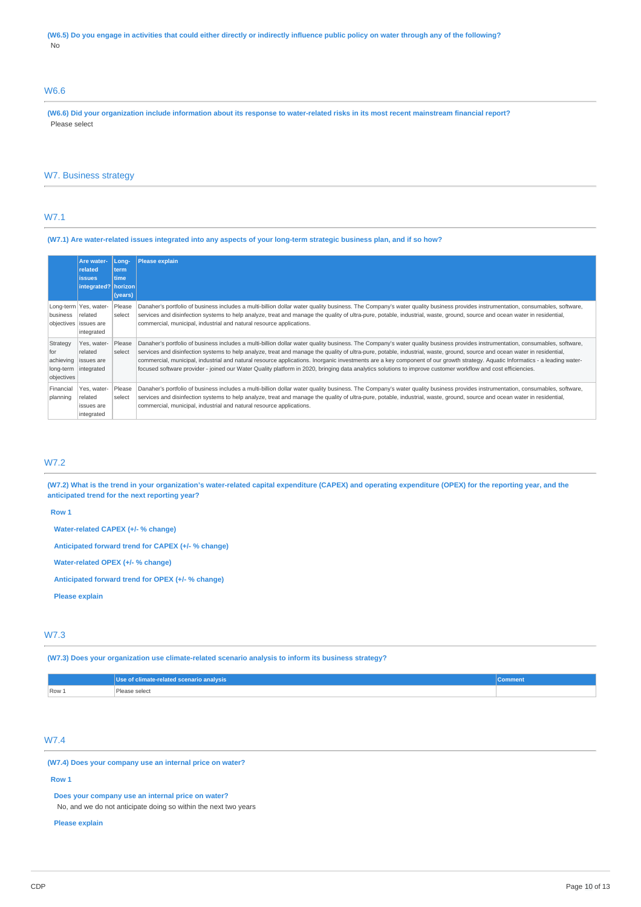**(W6.5) Do you engage in activities that could either directly or indirectly influence public policy on water through any of the following?**

No

## W6.6

**(W6.6) Did your organization include information about its response to water-related risks in its most recent mainstream financial report?**

Please select

# W7. Business strategy

## W7.1

**(W7.1) Are water-related issues integrated into any aspects of your long-term strategic business plan, and if so how?**

| | Are water-related issues integrated? | Long-term time horizon (years) | Please explain |
|---|---|---|---|
| Long-term business objectives | Yes, water-related issues are integrated | Please select | Danaher's portfolio of business includes a multi-billion dollar water quality business. The Company's water quality business provides instrumentation, consumables, software, services and disinfection systems to help analyze, treat and manage the quality of ultra-pure, potable, industrial, waste, ground, source and ocean water in residential, commercial, municipal, industrial and natural resource applications. |
| Strategy for achieving long-term objectives | Yes, water-related issues are integrated | Please select | Danaher's portfolio of business includes a multi-billion dollar water quality business. The Company's water quality business provides instrumentation, consumables, software, services and disinfection systems to help analyze, treat and manage the quality of ultra-pure, potable, industrial, waste, ground, source and ocean water in residential, commercial, municipal, industrial and natural resource applications. Inorganic investments are a key component of our growth strategy. Aquatic Informatics - a leading water-focused software provider - joined our Water Quality platform in 2020, bringing data analytics solutions to improve customer workflow and cost efficiencies. |
| Financial planning | Yes, water-related issues are integrated | Please select | Danaher's portfolio of business includes a multi-billion dollar water quality business. The Company's water quality business provides instrumentation, consumables, software, services and disinfection systems to help analyze, treat and manage the quality of ultra-pure, potable, industrial, waste, ground, source and ocean water in residential, commercial, municipal, industrial and natural resource applications. |

## W7.2

**(W7.2) What is the trend in your organization's water-related capital expenditure (CAPEX) and operating expenditure (OPEX) for the reporting year, and the anticipated trend for the next reporting year?**

**Row 1**

**Water-related CAPEX (+/- % change)**

**Anticipated forward trend for CAPEX (+/- % change)**

**Water-related OPEX (+/- % change)**

**Anticipated forward trend for OPEX (+/- % change)**

**Please explain**

## W7.3

**(W7.3) Does your organization use climate-related scenario analysis to inform its business strategy?**

| | Use of climate-related scenario analysis | Comment |
|---|---|---|
| Row 1 | Please select | |

## W7.4

**(W7.4) Does your company use an internal price on water?**

**Row 1**

**Does your company use an internal price on water?**

No, and we do not anticipate doing so within the next two years

**Please explain**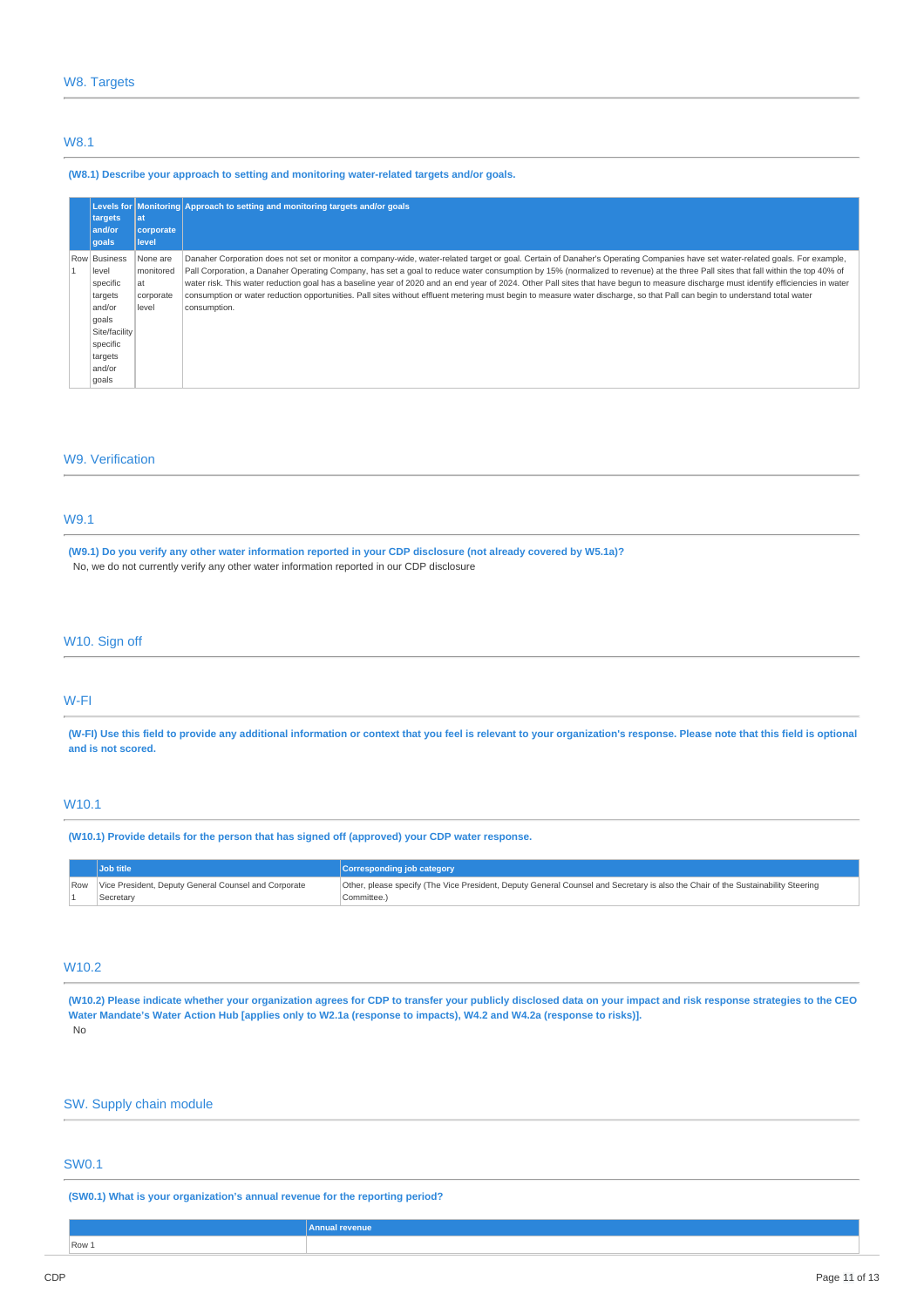## W8. Targets

### W8.1

**(W8.1) Describe your approach to setting and monitoring water-related targets and/or goals.**

| | Levels for targets and/or goals | Monitoring at corporate level | Approach to setting and monitoring targets and/or goals |
|---|---|---|---|
| Row 1 | Business level specific targets and/or goals<br>Site/facility specific targets and/or goals | None are monitored at corporate level | Danaher Corporation does not set or monitor a company-wide, water-related target or goal. Certain of Danaher's Operating Companies have set water-related goals. For example, Pall Corporation, a Danaher Operating Company, has set a goal to reduce water consumption by 15% (normalized to revenue) at the three Pall sites that fall within the top 40% of water risk. This water reduction goal has a baseline year of 2020 and an end year of 2024. Other Pall sites that have begun to measure discharge must identify efficiencies in water consumption or water reduction opportunities. Pall sites without effluent metering must begin to measure water discharge, so that Pall can begin to understand total water consumption. |

## W9. Verification

### W9.1

**(W9.1) Do you verify any other water information reported in your CDP disclosure (not already covered by W5.1a)?**

No, we do not currently verify any other water information reported in our CDP disclosure

## W10. Sign off

### W-FI

**(W-FI) Use this field to provide any additional information or context that you feel is relevant to your organization's response. Please note that this field is optional and is not scored.**

### W10.1

**(W10.1) Provide details for the person that has signed off (approved) your CDP water response.**

| | Job title | Corresponding job category |
|---|---|---|
| Row 1 | Vice President, Deputy General Counsel and Corporate Secretary | Other, please specify (The Vice President, Deputy General Counsel and Secretary is also the Chair of the Sustainability Steering Committee.) |

### W10.2

**(W10.2) Please indicate whether your organization agrees for CDP to transfer your publicly disclosed data on your impact and risk response strategies to the CEO Water Mandate's Water Action Hub [applies only to W2.1a (response to impacts), W4.2 and W4.2a (response to risks)].**

No

## SW. Supply chain module

### SW0.1

**(SW0.1) What is your organization's annual revenue for the reporting period?**

| | Annual revenue |
|---|---|
| Row 1 | |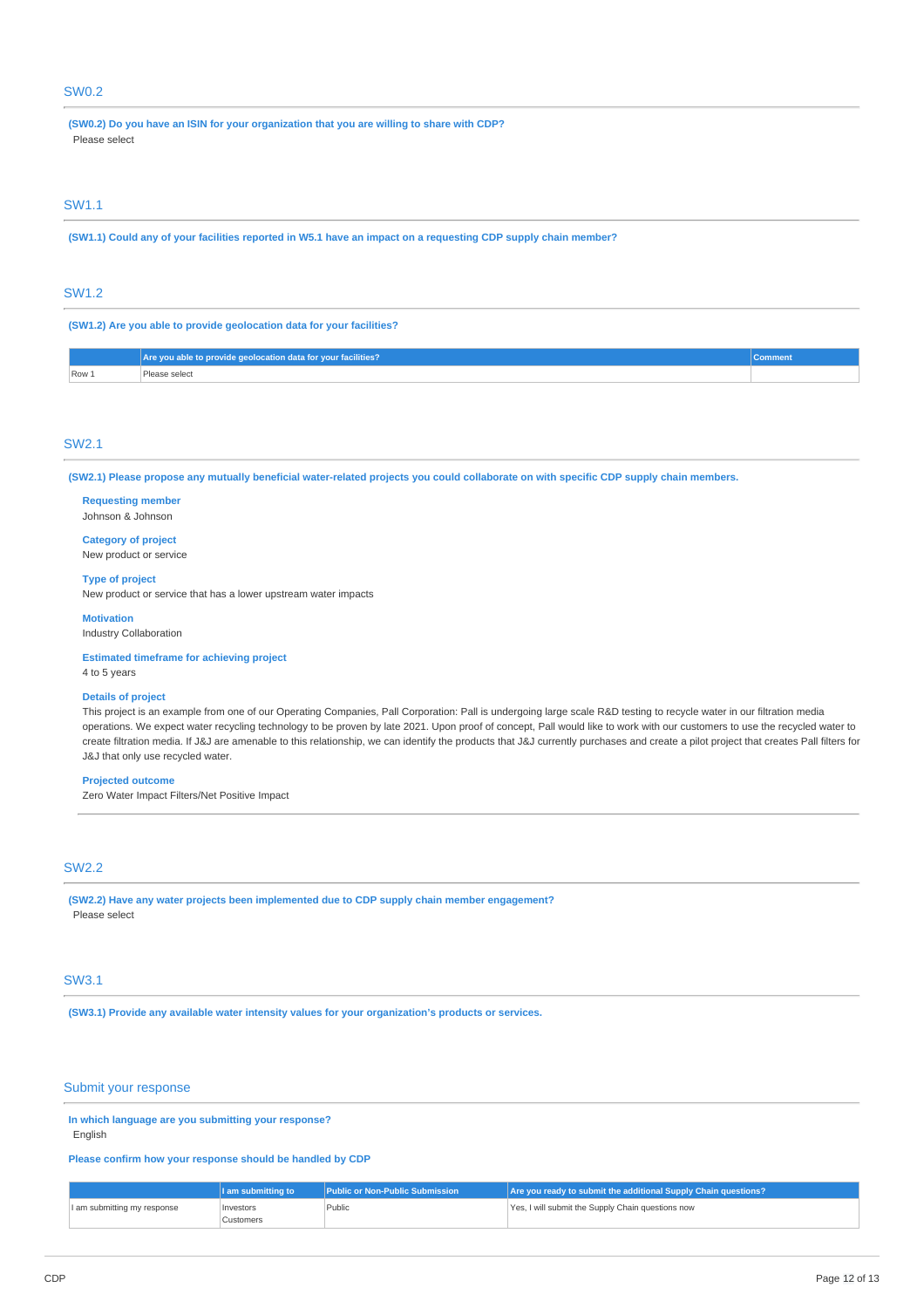## SW0.2

**(SW0.2) Do you have an ISIN for your organization that you are willing to share with CDP?**

Please select

## SW1.1

**(SW1.1) Could any of your facilities reported in W5.1 have an impact on a requesting CDP supply chain member?**

## SW1.2

**(SW1.2) Are you able to provide geolocation data for your facilities?**

| | Are you able to provide geolocation data for your facilities? | Comment |
|---|---|---|
| Row 1 | Please select | |

## SW2.1

**(SW2.1) Please propose any mutually beneficial water-related projects you could collaborate on with specific CDP supply chain members.**

**Requesting member**
Johnson & Johnson

**Category of project**
New product or service

**Type of project**
New product or service that has a lower upstream water impacts

**Motivation**
Industry Collaboration

**Estimated timeframe for achieving project**
4 to 5 years

**Details of project**
This project is an example from one of our Operating Companies, Pall Corporation: Pall is undergoing large scale R&D testing to recycle water in our filtration media operations. We expect water recycling technology to be proven by late 2021. Upon proof of concept, Pall would like to work with our customers to use the recycled water to create filtration media. If J&J are amenable to this relationship, we can identify the products that J&J currently purchases and create a pilot project that creates Pall filters for J&J that only use recycled water.

**Projected outcome**
Zero Water Impact Filters/Net Positive Impact

## SW2.2

**(SW2.2) Have any water projects been implemented due to CDP supply chain member engagement?**

Please select

## SW3.1

**(SW3.1) Provide any available water intensity values for your organization's products or services.**

## Submit your response

**In which language are you submitting your response?**

English

**Please confirm how your response should be handled by CDP**

| | I am submitting to | Public or Non-Public Submission | Are you ready to submit the additional Supply Chain questions? |
|---|---|---|---|
| I am submitting my response | Investors<br>Customers | Public | Yes, I will submit the Supply Chain questions now |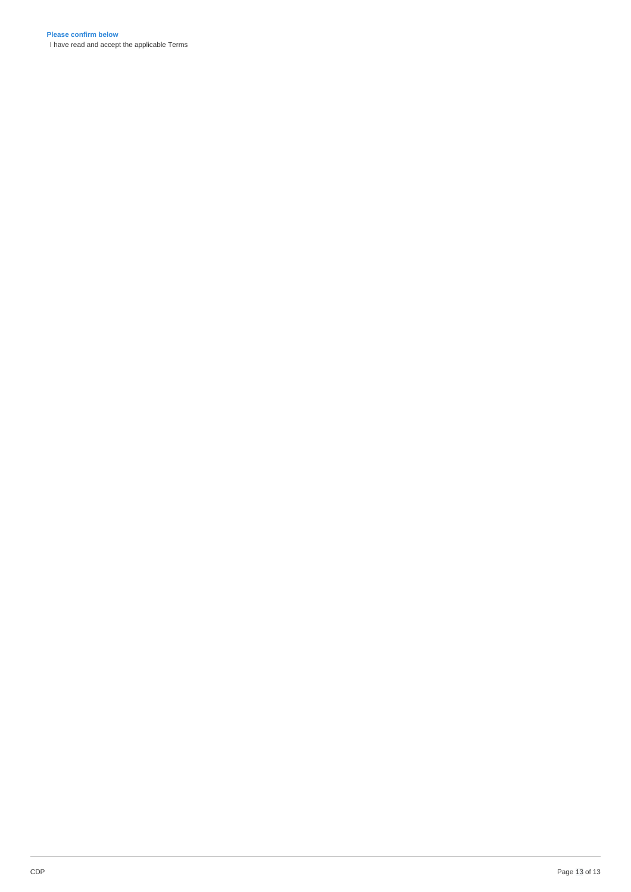**Please confirm below**

I have read and accept the applicable Terms